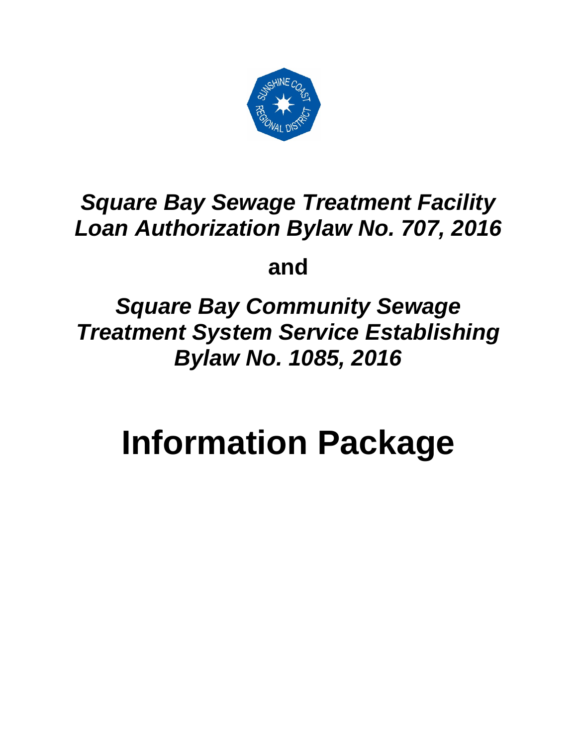# *Square Bay Sewage Treatment Facility Loan Authorization Bylaw No. 707, 2016*

**and**

# *Square Bay Community Sewage Treatment System Service Establishing Bylaw No. 1085, 2016*

# Information Package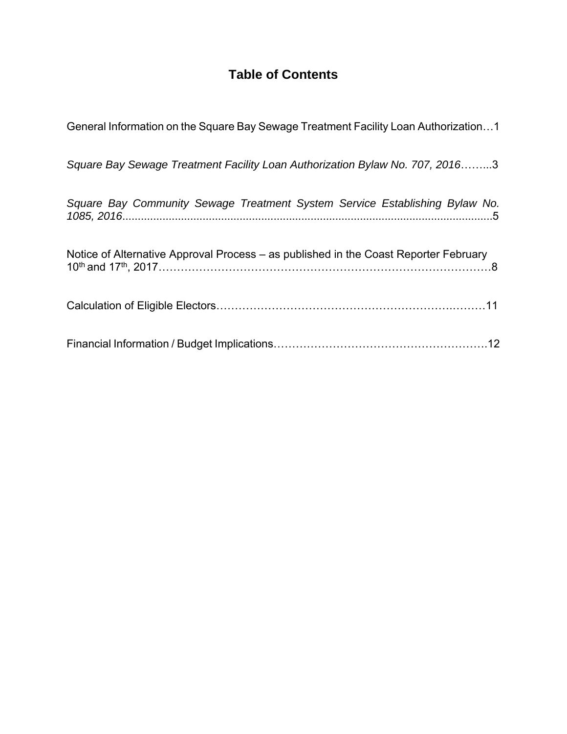## Table of Contents

General Information on the Square Bay Sewage Treatment Facility Loan Authorization…1

*Square Bay Sewage Treatment Facility Loan Authorization Bylaw No. 707, 2016*……...3

*Square Bay Community Sewage Treatment System Service Establishing Bylaw No. 1085, 2016*.......................................................................................................................5

Notice of Alternative Approval Process – as published in the Coast Reporter February 10th and 17th, 2017……………………………………………………………………………8

Calculation of Eligible Electors…………………………………………………….………11

Financial Information / Budget Implications………………………………………………..12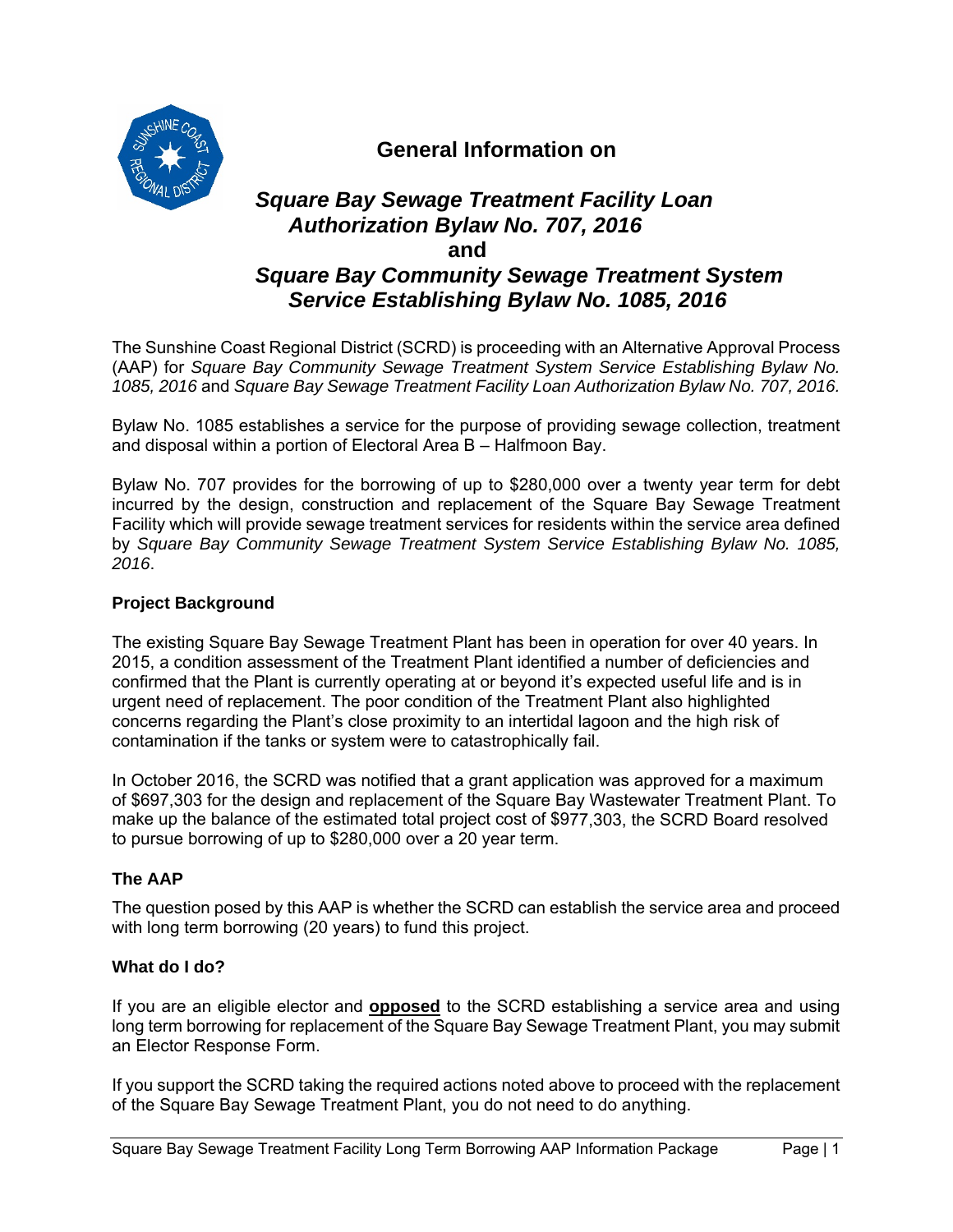# General Information on

## *Square Bay Sewage Treatment Facility Loan Authorization Bylaw No. 707, 2016* and *Square Bay Community Sewage Treatment System Service Establishing Bylaw No. 1085, 2016*

The Sunshine Coast Regional District (SCRD) is proceeding with an Alternative Approval Process (AAP) for *Square Bay Community Sewage Treatment System Service Establishing Bylaw No. 1085, 2016* and *Square Bay Sewage Treatment Facility Loan Authorization Bylaw No. 707, 2016.*

Bylaw No. 1085 establishes a service for the purpose of providing sewage collection, treatment and disposal within a portion of Electoral Area B – Halfmoon Bay.

Bylaw No. 707 provides for the borrowing of up to $280,000 over a twenty year term for debt incurred by the design, construction and replacement of the Square Bay Sewage Treatment Facility which will provide sewage treatment services for residents within the service area defined by *Square Bay Community Sewage Treatment System Service Establishing Bylaw No. 1085, 2016*.

### Project Background

The existing Square Bay Sewage Treatment Plant has been in operation for over 40 years. In 2015, a condition assessment of the Treatment Plant identified a number of deficiencies and confirmed that the Plant is currently operating at or beyond it's expected useful life and is in urgent need of replacement. The poor condition of the Treatment Plant also highlighted concerns regarding the Plant's close proximity to an intertidal lagoon and the high risk of contamination if the tanks or system were to catastrophically fail.

In October 2016, the SCRD was notified that a grant application was approved for a maximum of $697,303 for the design and replacement of the Square Bay Wastewater Treatment Plant. To make up the balance of the estimated total project cost of $977,303, the SCRD Board resolved to pursue borrowing of up to $280,000 over a 20 year term.

### The AAP

The question posed by this AAP is whether the SCRD can establish the service area and proceed with long term borrowing (20 years) to fund this project.

### What do I do?

If you are an eligible elector and **opposed** to the SCRD establishing a service area and using long term borrowing for replacement of the Square Bay Sewage Treatment Plant, you may submit an Elector Response Form.

If you support the SCRD taking the required actions noted above to proceed with the replacement of the Square Bay Sewage Treatment Plant, you do not need to do anything.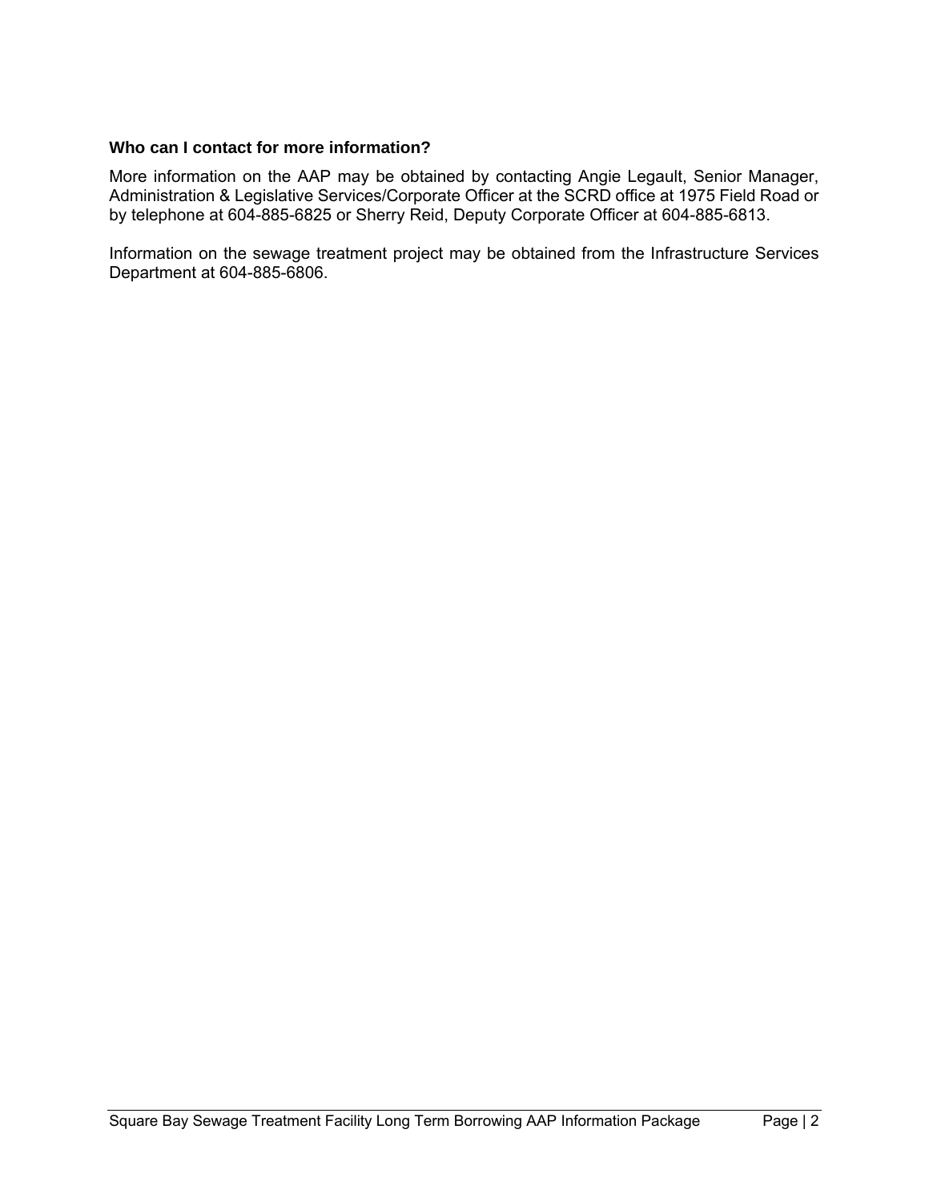### Who can I contact for more information?

More information on the AAP may be obtained by contacting Angie Legault, Senior Manager, Administration & Legislative Services/Corporate Officer at the SCRD office at 1975 Field Road or by telephone at 604-885-6825 or Sherry Reid, Deputy Corporate Officer at 604-885-6813.

Information on the sewage treatment project may be obtained from the Infrastructure Services Department at 604-885-6806.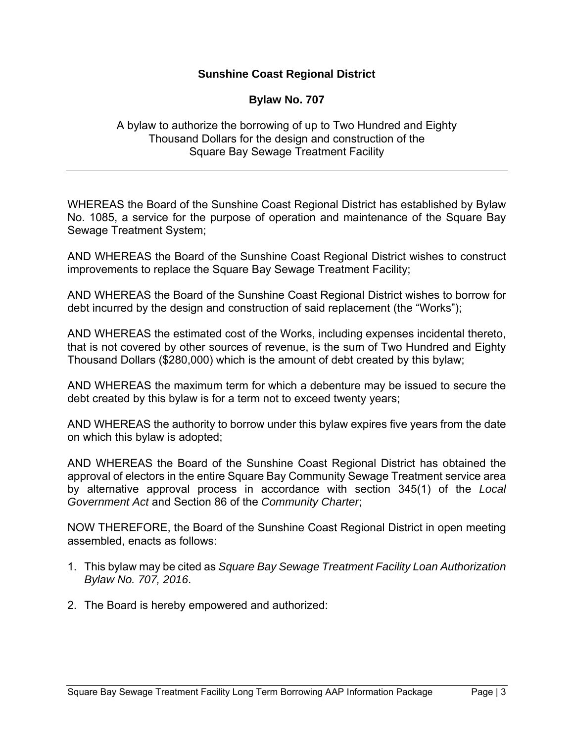**Sunshine Coast Regional District**

**Bylaw No. 707**

A bylaw to authorize the borrowing of up to Two Hundred and Eighty Thousand Dollars for the design and construction of the Square Bay Sewage Treatment Facility

---

WHEREAS the Board of the Sunshine Coast Regional District has established by Bylaw No. 1085, a service for the purpose of operation and maintenance of the Square Bay Sewage Treatment System;

AND WHEREAS the Board of the Sunshine Coast Regional District wishes to construct improvements to replace the Square Bay Sewage Treatment Facility;

AND WHEREAS the Board of the Sunshine Coast Regional District wishes to borrow for debt incurred by the design and construction of said replacement (the "Works");

AND WHEREAS the estimated cost of the Works, including expenses incidental thereto, that is not covered by other sources of revenue, is the sum of Two Hundred and Eighty Thousand Dollars ($280,000) which is the amount of debt created by this bylaw;

AND WHEREAS the maximum term for which a debenture may be issued to secure the debt created by this bylaw is for a term not to exceed twenty years;

AND WHEREAS the authority to borrow under this bylaw expires five years from the date on which this bylaw is adopted;

AND WHEREAS the Board of the Sunshine Coast Regional District has obtained the approval of electors in the entire Square Bay Community Sewage Treatment service area by alternative approval process in accordance with section 345(1) of the *Local Government Act* and Section 86 of the *Community Charter*;

NOW THEREFORE, the Board of the Sunshine Coast Regional District in open meeting assembled, enacts as follows:

1. This bylaw may be cited as *Square Bay Sewage Treatment Facility Loan Authorization Bylaw No. 707, 2016*.
2. The Board is hereby empowered and authorized: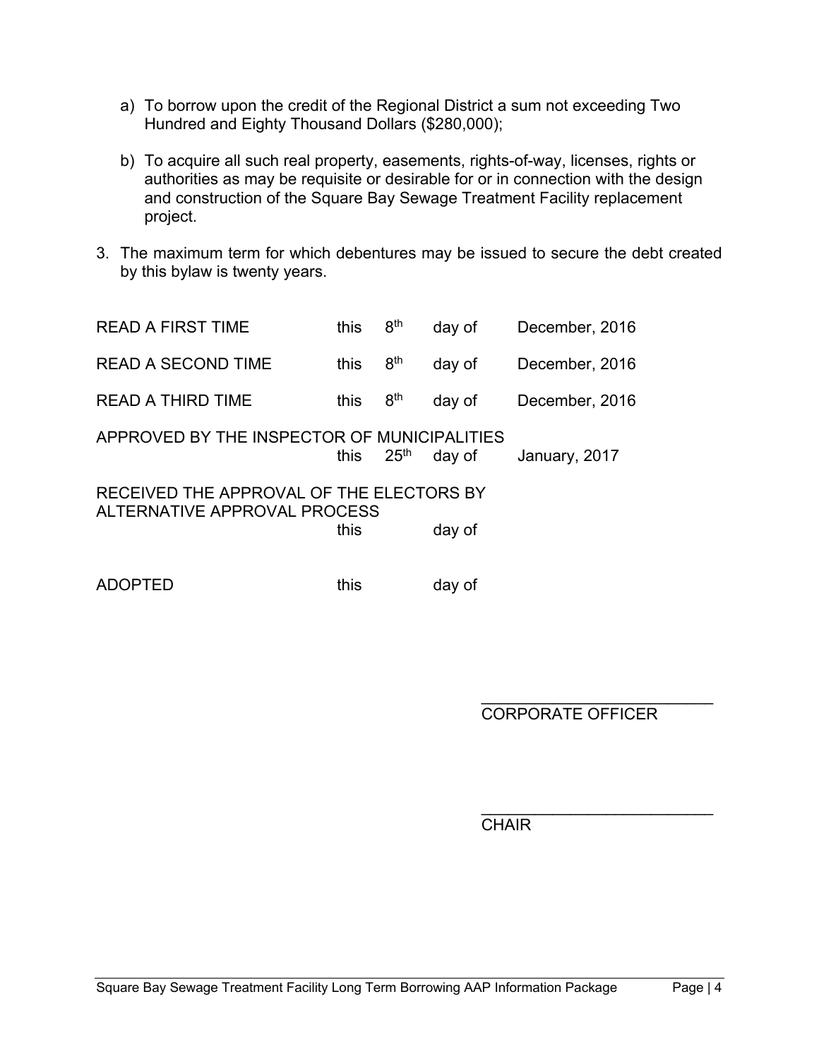a) To borrow upon the credit of the Regional District a sum not exceeding Two Hundred and Eighty Thousand Dollars ($280,000);

b) To acquire all such real property, easements, rights-of-way, licenses, rights or authorities as may be requisite or desirable for or in connection with the design and construction of the Square Bay Sewage Treatment Facility replacement project.

3. The maximum term for which debentures may be issued to secure the debt created by this bylaw is twenty years.

| | | | | |
|---|---|---|---|---|
| READ A FIRST TIME | this | 8th | day of | December, 2016 |
| READ A SECOND TIME | this | 8th | day of | December, 2016 |
| READ A THIRD TIME | this | 8th | day of | December, 2016 |
| APPROVED BY THE INSPECTOR OF MUNICIPALITIES | this | 25th | day of | January, 2017 |
| RECEIVED THE APPROVAL OF THE ELECTORS BY ALTERNATIVE APPROVAL PROCESS | this | | day of | |
| ADOPTED | this | | day of | |

\_\_\_\_\_\_\_\_\_\_\_\_\_\_\_\_\_\_\_\_\_\_\_\_\_\_\_
CORPORATE OFFICER

\_\_\_\_\_\_\_\_\_\_\_\_\_\_\_\_\_\_\_\_\_\_\_\_\_\_\_
CHAIR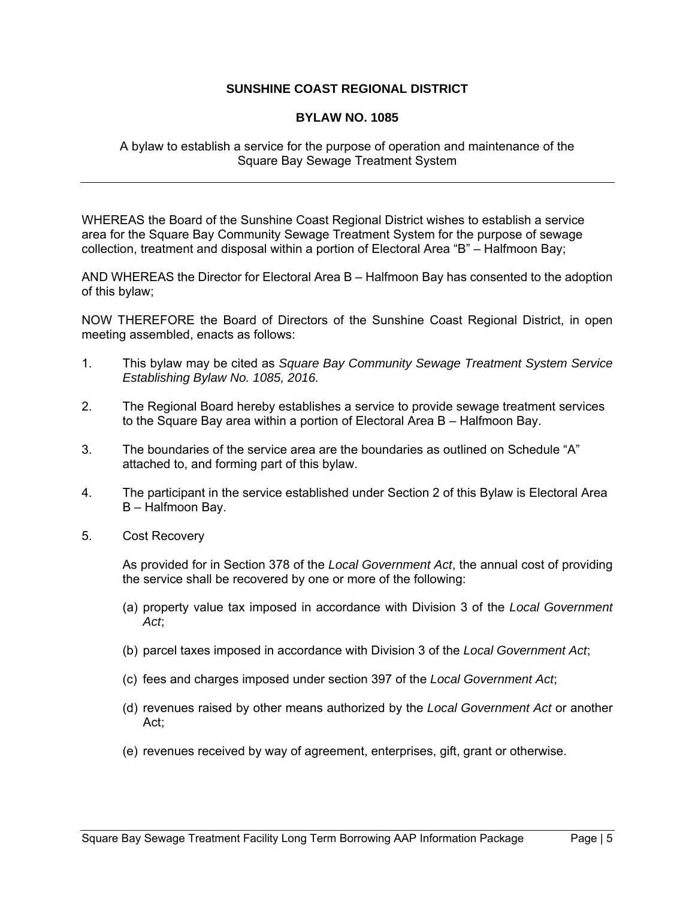**SUNSHINE COAST REGIONAL DISTRICT**

**BYLAW NO. 1085**

A bylaw to establish a service for the purpose of operation and maintenance of the Square Bay Sewage Treatment System

---

WHEREAS the Board of the Sunshine Coast Regional District wishes to establish a service area for the Square Bay Community Sewage Treatment System for the purpose of sewage collection, treatment and disposal within a portion of Electoral Area "B" – Halfmoon Bay;

AND WHEREAS the Director for Electoral Area B – Halfmoon Bay has consented to the adoption of this bylaw;

NOW THEREFORE the Board of Directors of the Sunshine Coast Regional District, in open meeting assembled, enacts as follows:

1. This bylaw may be cited as *Square Bay Community Sewage Treatment System Service Establishing Bylaw No. 1085, 2016.*

2. The Regional Board hereby establishes a service to provide sewage treatment services to the Square Bay area within a portion of Electoral Area B – Halfmoon Bay.

3. The boundaries of the service area are the boundaries as outlined on Schedule "A" attached to, and forming part of this bylaw.

4. The participant in the service established under Section 2 of this Bylaw is Electoral Area B – Halfmoon Bay.

5. Cost Recovery

   As provided for in Section 378 of the *Local Government Act*, the annual cost of providing the service shall be recovered by one or more of the following:

   (a) property value tax imposed in accordance with Division 3 of the *Local Government Act*;

   (b) parcel taxes imposed in accordance with Division 3 of the *Local Government Act*;

   (c) fees and charges imposed under section 397 of the *Local Government Act*;

   (d) revenues raised by other means authorized by the *Local Government Act* or another Act;

   (e) revenues received by way of agreement, enterprises, gift, grant or otherwise.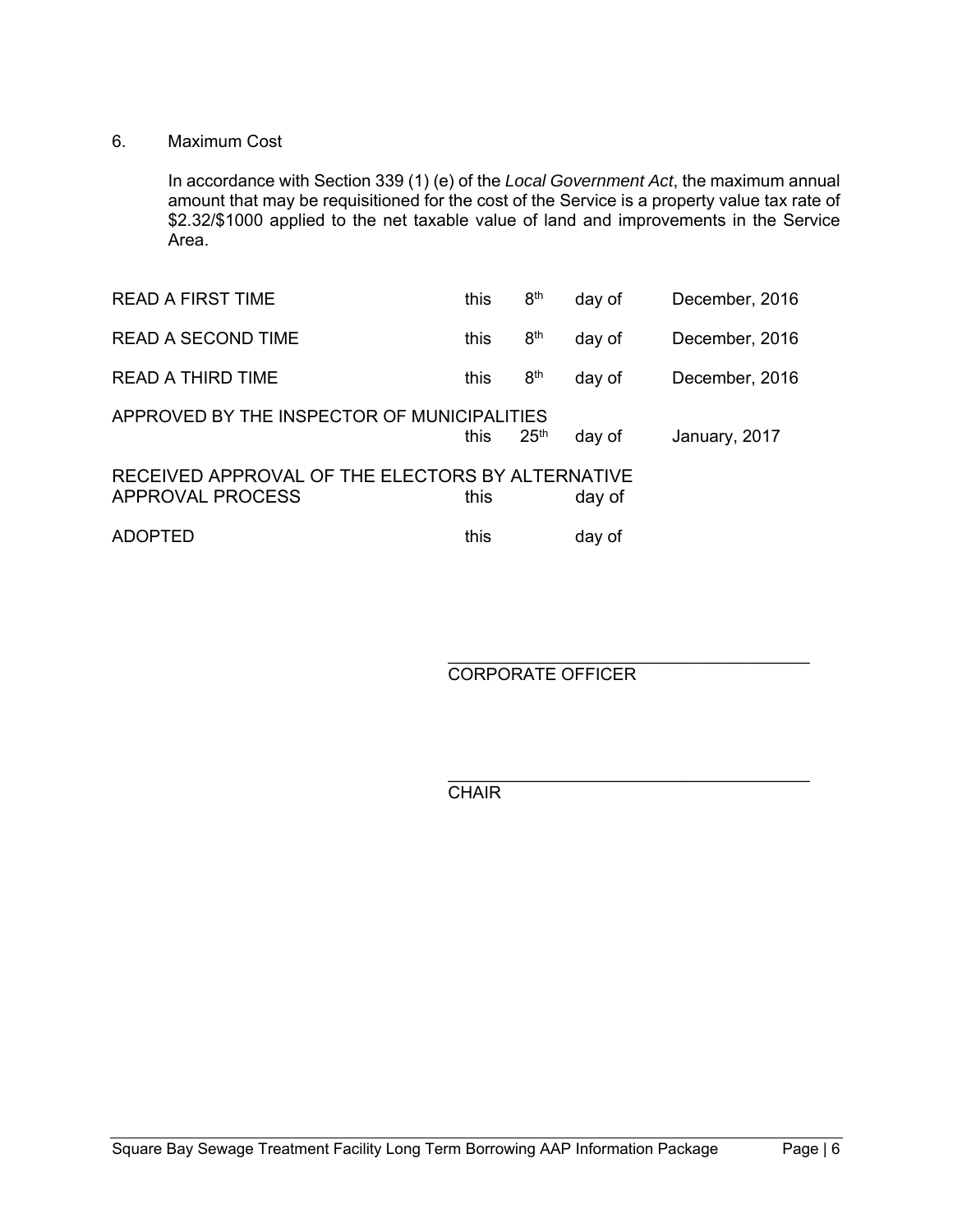6. Maximum Cost

In accordance with Section 339 (1) (e) of the *Local Government Act*, the maximum annual amount that may be requisitioned for the cost of the Service is a property value tax rate of $2.32/$1000 applied to the net taxable value of land and improvements in the Service Area.

| | | | | |
|---|---|---|---|---|
| READ A FIRST TIME | this | 8th | day of | December, 2016 |
| READ A SECOND TIME | this | 8th | day of | December, 2016 |
| READ A THIRD TIME | this | 8th | day of | December, 2016 |
| APPROVED BY THE INSPECTOR OF MUNICIPALITIES | this | 25th | day of | January, 2017 |
| RECEIVED APPROVAL OF THE ELECTORS BY ALTERNATIVE APPROVAL PROCESS | this | | day of | |
| ADOPTED | this | | day of | |

\_\_\_\_\_\_\_\_\_\_\_\_\_\_\_\_\_\_\_\_\_\_\_\_\_\_\_\_\_\_\_\_\_\_\_\_
CORPORATE OFFICER

\_\_\_\_\_\_\_\_\_\_\_\_\_\_\_\_\_\_\_\_\_\_\_\_\_\_\_\_\_\_\_\_\_\_\_\_
CHAIR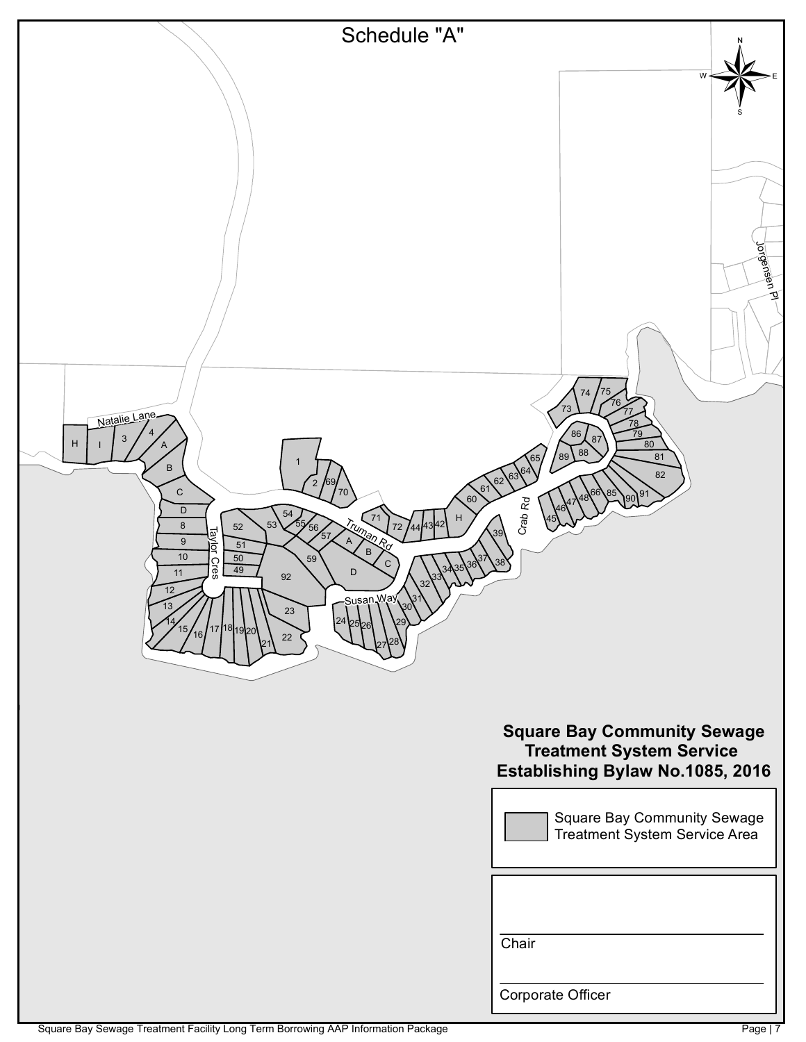# Schedule "A"

## Square Bay Community Sewage Treatment System Service Establishing Bylaw No.1085, 2016

Square Bay Community Sewage Treatment System Service Area

Chair

Corporate Officer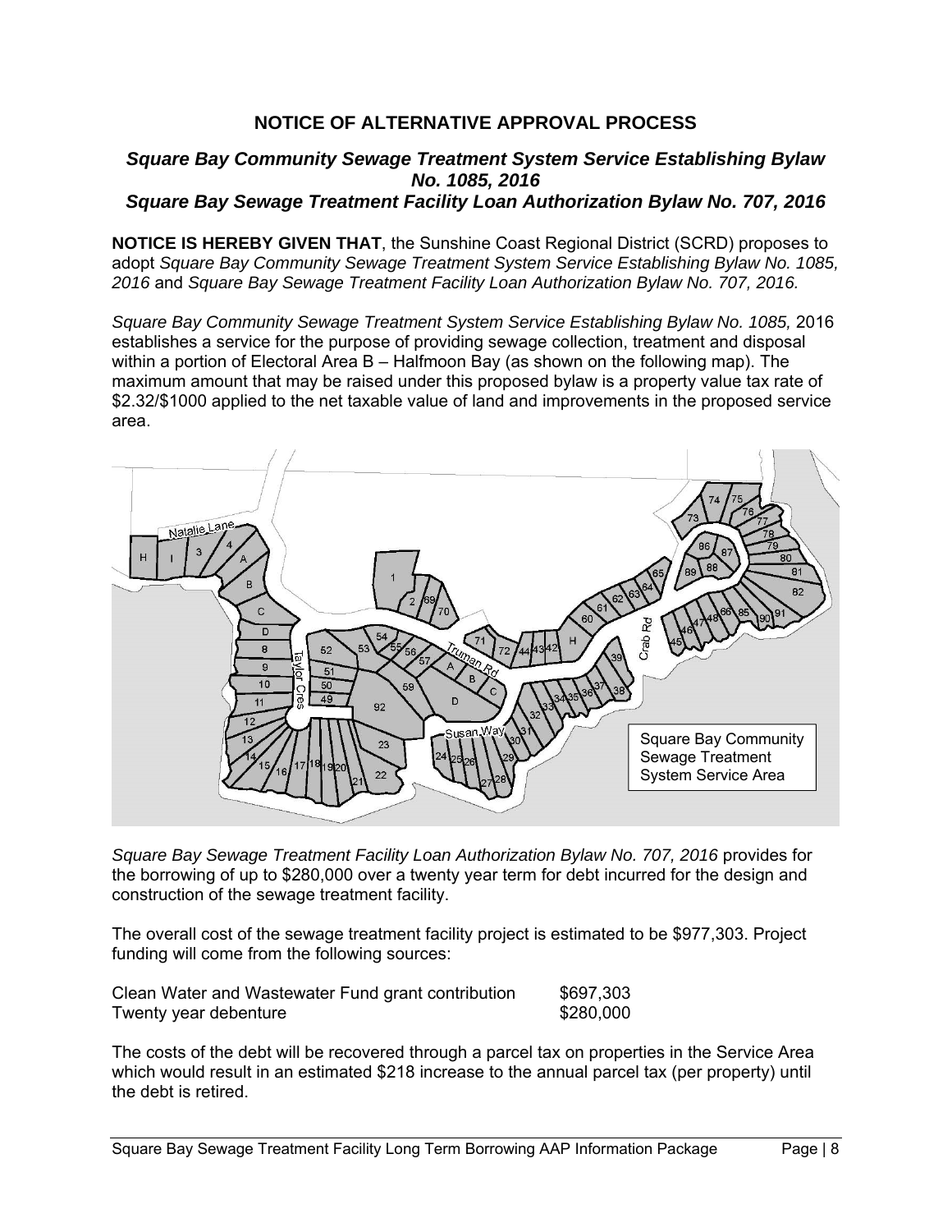## NOTICE OF ALTERNATIVE APPROVAL PROCESS

### *Square Bay Community Sewage Treatment System Service Establishing Bylaw No. 1085, 2016*
### *Square Bay Sewage Treatment Facility Loan Authorization Bylaw No. 707, 2016*

**NOTICE IS HEREBY GIVEN THAT**, the Sunshine Coast Regional District (SCRD) proposes to adopt *Square Bay Community Sewage Treatment System Service Establishing Bylaw No. 1085, 2016* and *Square Bay Sewage Treatment Facility Loan Authorization Bylaw No. 707, 2016.*

*Square Bay Community Sewage Treatment System Service Establishing Bylaw No. 1085,* 2016 establishes a service for the purpose of providing sewage collection, treatment and disposal within a portion of Electoral Area B – Halfmoon Bay (as shown on the following map). The maximum amount that may be raised under this proposed bylaw is a property value tax rate of $2.32/$1000 applied to the net taxable value of land and improvements in the proposed service area.

Square Bay Community Sewage Treatment System Service Area

*Square Bay Sewage Treatment Facility Loan Authorization Bylaw No. 707, 2016* provides for the borrowing of up to $280,000 over a twenty year term for debt incurred for the design and construction of the sewage treatment facility.

The overall cost of the sewage treatment facility project is estimated to be $977,303. Project funding will come from the following sources:

| | |
|---|---|
| Clean Water and Wastewater Fund grant contribution | $697,303 |
| Twenty year debenture | $280,000 |

The costs of the debt will be recovered through a parcel tax on properties in the Service Area which would result in an estimated $218 increase to the annual parcel tax (per property) until the debt is retired.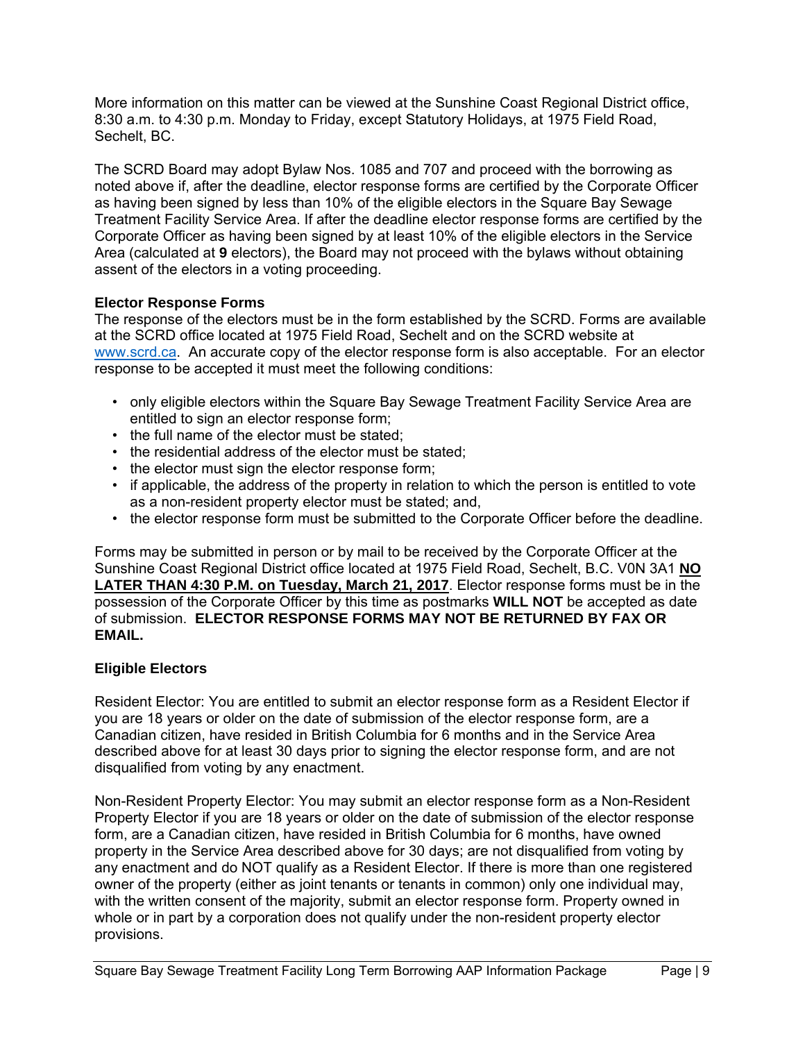More information on this matter can be viewed at the Sunshine Coast Regional District office, 8:30 a.m. to 4:30 p.m. Monday to Friday, except Statutory Holidays, at 1975 Field Road, Sechelt, BC.

The SCRD Board may adopt Bylaw Nos. 1085 and 707 and proceed with the borrowing as noted above if, after the deadline, elector response forms are certified by the Corporate Officer as having been signed by less than 10% of the eligible electors in the Square Bay Sewage Treatment Facility Service Area. If after the deadline elector response forms are certified by the Corporate Officer as having been signed by at least 10% of the eligible electors in the Service Area (calculated at **9** electors), the Board may not proceed with the bylaws without obtaining assent of the electors in a voting proceeding.

**Elector Response Forms**

The response of the electors must be in the form established by the SCRD. Forms are available at the SCRD office located at 1975 Field Road, Sechelt and on the SCRD website at www.scrd.ca. An accurate copy of the elector response form is also acceptable. For an elector response to be accepted it must meet the following conditions:

- only eligible electors within the Square Bay Sewage Treatment Facility Service Area are entitled to sign an elector response form;
- the full name of the elector must be stated;
- the residential address of the elector must be stated;
- the elector must sign the elector response form;
- if applicable, the address of the property in relation to which the person is entitled to vote as a non-resident property elector must be stated; and,
- the elector response form must be submitted to the Corporate Officer before the deadline.

Forms may be submitted in person or by mail to be received by the Corporate Officer at the Sunshine Coast Regional District office located at 1975 Field Road, Sechelt, B.C. V0N 3A1 **NO LATER THAN 4:30 P.M. on Tuesday, March 21, 2017**. Elector response forms must be in the possession of the Corporate Officer by this time as postmarks **WILL NOT** be accepted as date of submission. **ELECTOR RESPONSE FORMS MAY NOT BE RETURNED BY FAX OR EMAIL.**

**Eligible Electors**

Resident Elector: You are entitled to submit an elector response form as a Resident Elector if you are 18 years or older on the date of submission of the elector response form, are a Canadian citizen, have resided in British Columbia for 6 months and in the Service Area described above for at least 30 days prior to signing the elector response form, and are not disqualified from voting by any enactment.

Non-Resident Property Elector: You may submit an elector response form as a Non-Resident Property Elector if you are 18 years or older on the date of submission of the elector response form, are a Canadian citizen, have resided in British Columbia for 6 months, have owned property in the Service Area described above for 30 days; are not disqualified from voting by any enactment and do NOT qualify as a Resident Elector. If there is more than one registered owner of the property (either as joint tenants or tenants in common) only one individual may, with the written consent of the majority, submit an elector response form. Property owned in whole or in part by a corporation does not qualify under the non-resident property elector provisions.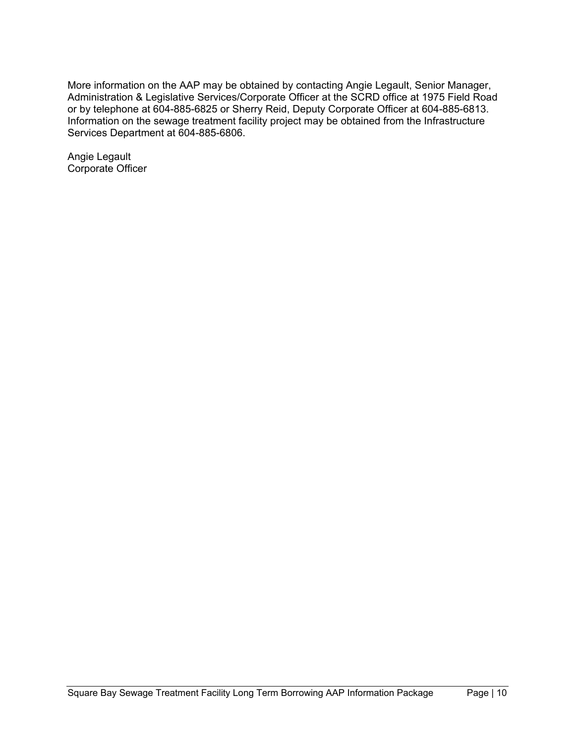More information on the AAP may be obtained by contacting Angie Legault, Senior Manager, Administration & Legislative Services/Corporate Officer at the SCRD office at 1975 Field Road or by telephone at 604-885-6825 or Sherry Reid, Deputy Corporate Officer at 604-885-6813. Information on the sewage treatment facility project may be obtained from the Infrastructure Services Department at 604-885-6806.

Angie Legault
Corporate Officer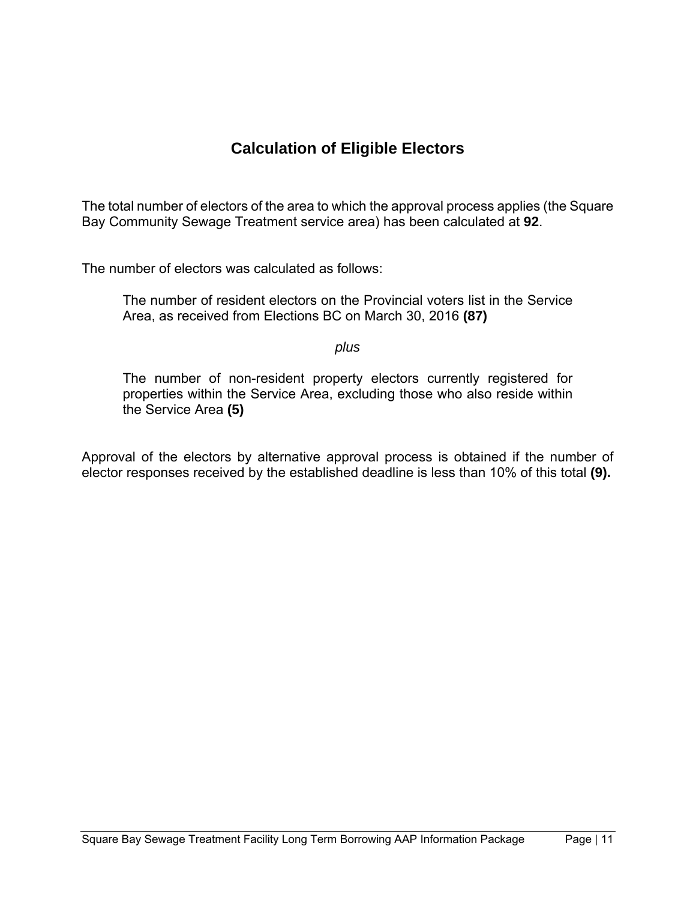# Calculation of Eligible Electors

The total number of electors of the area to which the approval process applies (the Square Bay Community Sewage Treatment service area) has been calculated at **92**.

The number of electors was calculated as follows:

> The number of resident electors on the Provincial voters list in the Service Area, as received from Elections BC on March 30, 2016 **(87)**
>
> *plus*
>
> The number of non-resident property electors currently registered for properties within the Service Area, excluding those who also reside within the Service Area **(5)**

Approval of the electors by alternative approval process is obtained if the number of elector responses received by the established deadline is less than 10% of this total **(9).**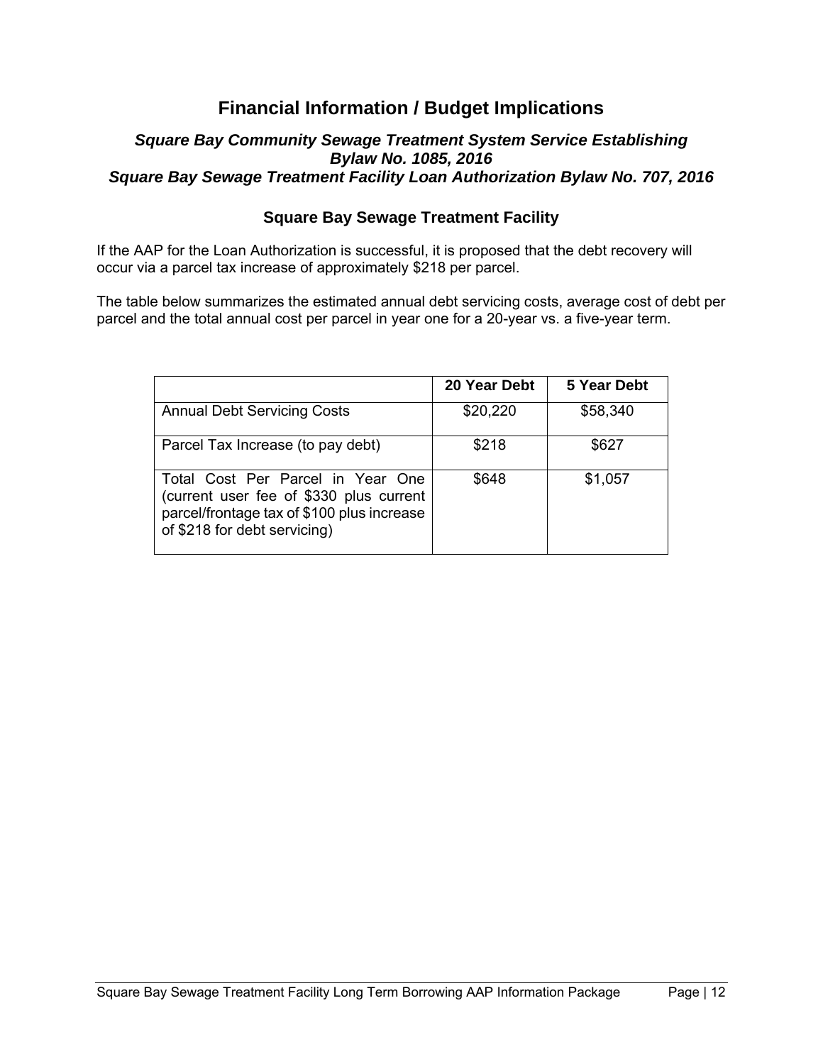# Financial Information / Budget Implications

### *Square Bay Community Sewage Treatment System Service Establishing Bylaw No. 1085, 2016*
### *Square Bay Sewage Treatment Facility Loan Authorization Bylaw No. 707, 2016*

## Square Bay Sewage Treatment Facility

If the AAP for the Loan Authorization is successful, it is proposed that the debt recovery will occur via a parcel tax increase of approximately $218 per parcel.

The table below summarizes the estimated annual debt servicing costs, average cost of debt per parcel and the total annual cost per parcel in year one for a 20-year vs. a five-year term.

| | **20 Year Debt** | **5 Year Debt** |
|---|---|---|
| Annual Debt Servicing Costs | $20,220 | $58,340 |
| Parcel Tax Increase (to pay debt) | $218 | $627 |
| Total Cost Per Parcel in Year One (current user fee of $330 plus current parcel/frontage tax of $100 plus increase of $218 for debt servicing) | $648 | $1,057 |